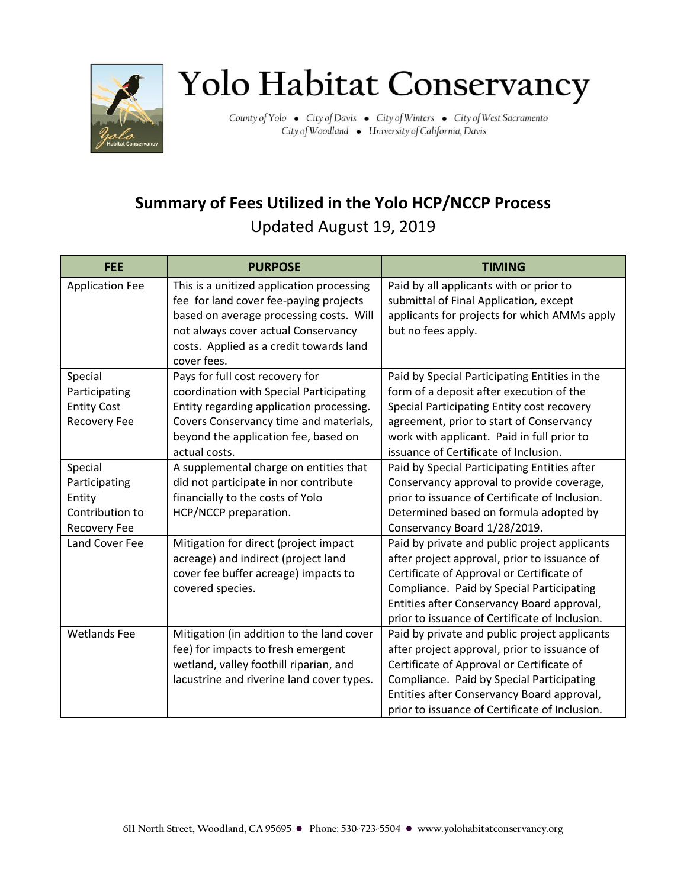# Yolo Habitat Conservancy

County of Yolo • City of Davis • City of Winters • City of West Sacramento
City of Woodland • University of California, Davis

## Summary of Fees Utilized in the Yolo HCP/NCCP Process

Updated August 19, 2019

| FEE | PURPOSE | TIMING |
|---|---|---|
| Application Fee | This is a unitized application processing fee for land cover fee-paying projects based on average processing costs. Will not always cover actual Conservancy costs. Applied as a credit towards land cover fees. | Paid by all applicants with or prior to submittal of Final Application, except applicants for projects for which AMMs apply but no fees apply. |
| Special Participating Entity Cost Recovery Fee | Pays for full cost recovery for coordination with Special Participating Entity regarding application processing. Covers Conservancy time and materials, beyond the application fee, based on actual costs. | Paid by Special Participating Entities in the form of a deposit after execution of the Special Participating Entity cost recovery agreement, prior to start of Conservancy work with applicant. Paid in full prior to issuance of Certificate of Inclusion. |
| Special Participating Entity Contribution to Recovery Fee | A supplemental charge on entities that did not participate in nor contribute financially to the costs of Yolo HCP/NCCP preparation. | Paid by Special Participating Entities after Conservancy approval to provide coverage, prior to issuance of Certificate of Inclusion. Determined based on formula adopted by Conservancy Board 1/28/2019. |
| Land Cover Fee | Mitigation for direct (project impact acreage) and indirect (project land cover fee buffer acreage) impacts to covered species. | Paid by private and public project applicants after project approval, prior to issuance of Certificate of Approval or Certificate of Compliance. Paid by Special Participating Entities after Conservancy Board approval, prior to issuance of Certificate of Inclusion. |
| Wetlands Fee | Mitigation (in addition to the land cover fee) for impacts to fresh emergent wetland, valley foothill riparian, and lacustrine and riverine land cover types. | Paid by private and public project applicants after project approval, prior to issuance of Certificate of Approval or Certificate of Compliance. Paid by Special Participating Entities after Conservancy Board approval, prior to issuance of Certificate of Inclusion. |

611 North Street, Woodland, CA 95695 • Phone: 530-723-5504 • www.yolohabitatconservancy.org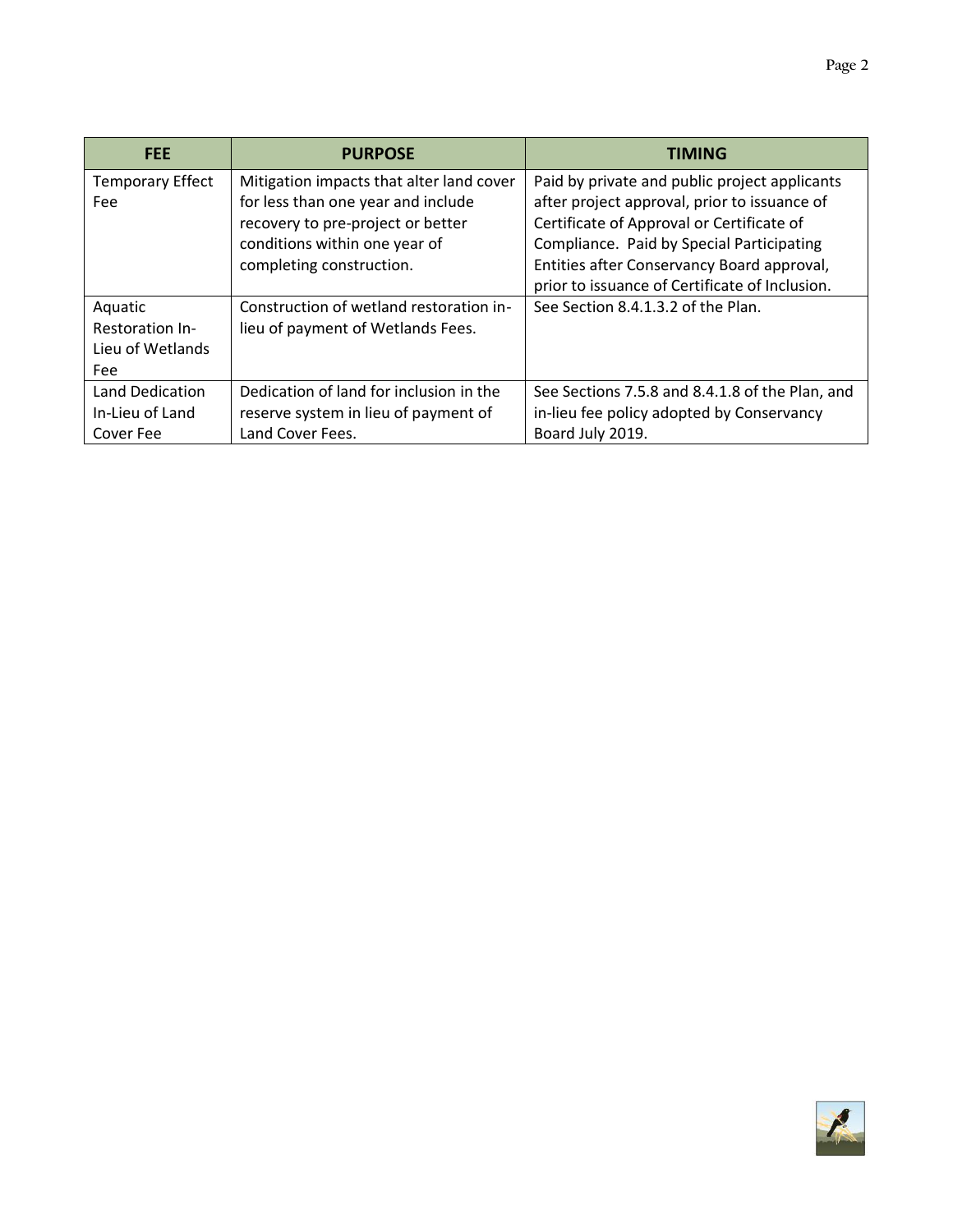| FEE | PURPOSE | TIMING |
|---|---|---|
| Temporary Effect Fee | Mitigation impacts that alter land cover for less than one year and include recovery to pre-project or better conditions within one year of completing construction. | Paid by private and public project applicants after project approval, prior to issuance of Certificate of Approval or Certificate of Compliance. Paid by Special Participating Entities after Conservancy Board approval, prior to issuance of Certificate of Inclusion. |
| Aquatic Restoration In-Lieu of Wetlands Fee | Construction of wetland restoration in-lieu of payment of Wetlands Fees. | See Section 8.4.1.3.2 of the Plan. |
| Land Dedication In-Lieu of Land Cover Fee | Dedication of land for inclusion in the reserve system in lieu of payment of Land Cover Fees. | See Sections 7.5.8 and 8.4.1.8 of the Plan, and in-lieu fee policy adopted by Conservancy Board July 2019. |